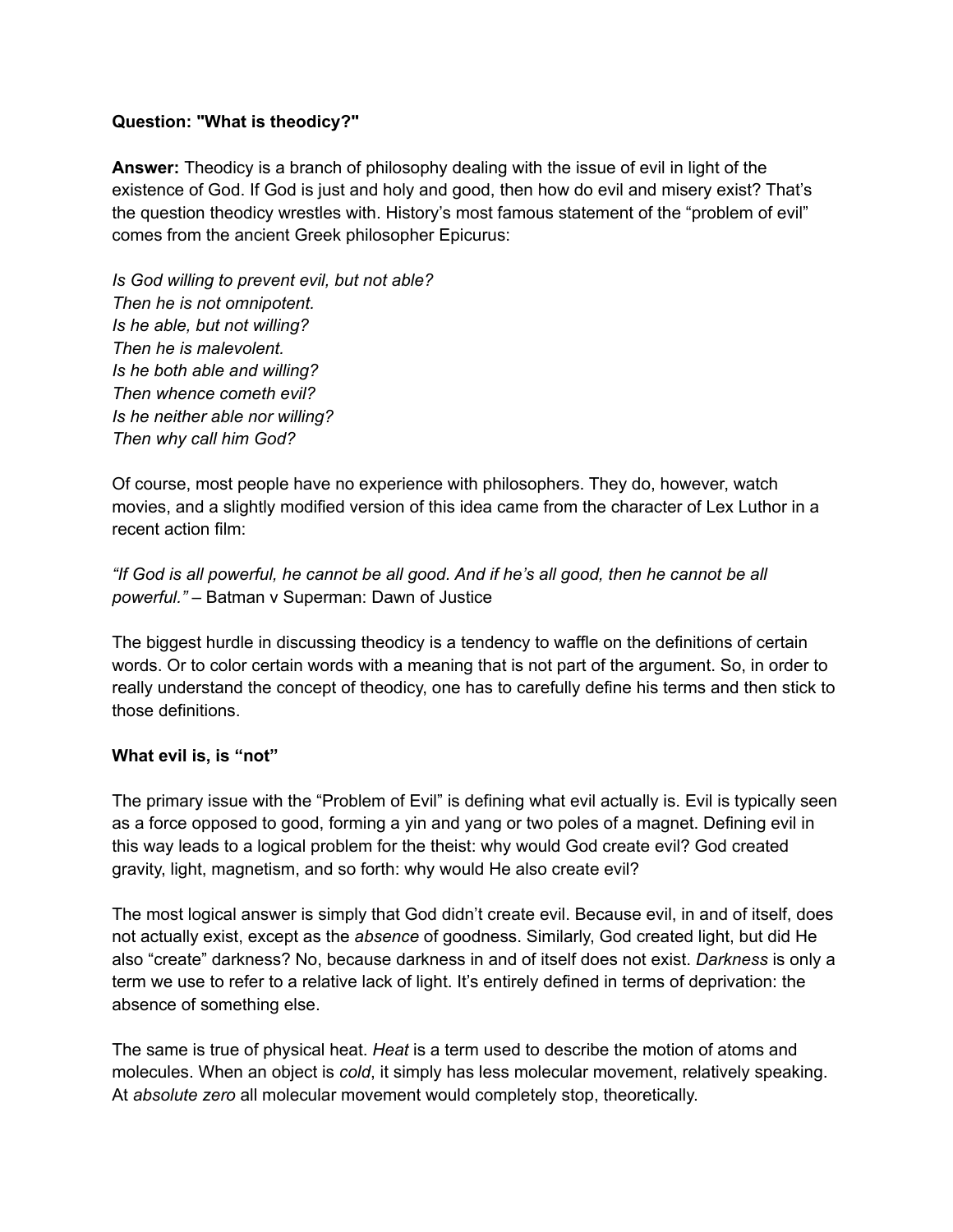**Question: "What is theodicy?"**

**Answer:** Theodicy is a branch of philosophy dealing with the issue of evil in light of the existence of God. If God is just and holy and good, then how do evil and misery exist? That's the question theodicy wrestles with. History's most famous statement of the "problem of evil" comes from the ancient Greek philosopher Epicurus:

*Is God willing to prevent evil, but not able?*
*Then he is not omnipotent.*
*Is he able, but not willing?*
*Then he is malevolent.*
*Is he both able and willing?*
*Then whence cometh evil?*
*Is he neither able nor willing?*
*Then why call him God?*

Of course, most people have no experience with philosophers. They do, however, watch movies, and a slightly modified version of this idea came from the character of Lex Luthor in a recent action film:

*"If God is all powerful, he cannot be all good. And if he's all good, then he cannot be all powerful."* – Batman v Superman: Dawn of Justice

The biggest hurdle in discussing theodicy is a tendency to waffle on the definitions of certain words. Or to color certain words with a meaning that is not part of the argument. So, in order to really understand the concept of theodicy, one has to carefully define his terms and then stick to those definitions.

**What evil is, is "not"**

The primary issue with the "Problem of Evil" is defining what evil actually is. Evil is typically seen as a force opposed to good, forming a yin and yang or two poles of a magnet. Defining evil in this way leads to a logical problem for the theist: why would God create evil? God created gravity, light, magnetism, and so forth: why would He also create evil?

The most logical answer is simply that God didn't create evil. Because evil, in and of itself, does not actually exist, except as the *absence* of goodness. Similarly, God created light, but did He also "create" darkness? No, because darkness in and of itself does not exist. *Darkness* is only a term we use to refer to a relative lack of light. It's entirely defined in terms of deprivation: the absence of something else.

The same is true of physical heat. *Heat* is a term used to describe the motion of atoms and molecules. When an object is *cold*, it simply has less molecular movement, relatively speaking. At *absolute zero* all molecular movement would completely stop, theoretically.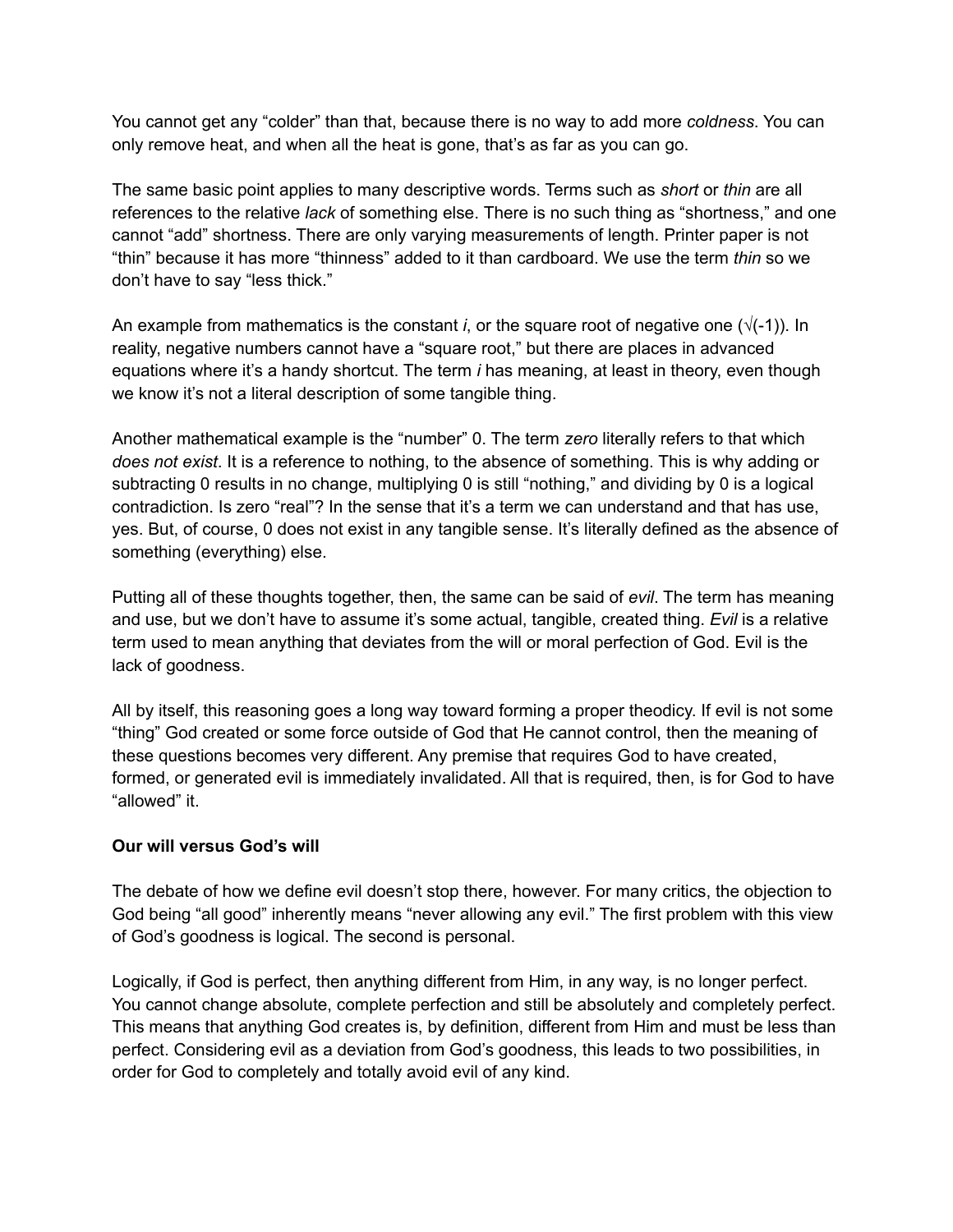You cannot get any “colder” than that, because there is no way to add more *coldness*. You can only remove heat, and when all the heat is gone, that’s as far as you can go.

The same basic point applies to many descriptive words. Terms such as *short* or *thin* are all references to the relative *lack* of something else. There is no such thing as “shortness,” and one cannot “add” shortness. There are only varying measurements of length. Printer paper is not “thin” because it has more “thinness” added to it than cardboard. We use the term *thin* so we don’t have to say “less thick.”

An example from mathematics is the constant *i*, or the square root of negative one ($\sqrt{-1}$). In reality, negative numbers cannot have a “square root,” but there are places in advanced equations where it’s a handy shortcut. The term *i* has meaning, at least in theory, even though we know it’s not a literal description of some tangible thing.

Another mathematical example is the “number” 0. The term *zero* literally refers to that which *does not exist*. It is a reference to nothing, to the absence of something. This is why adding or subtracting 0 results in no change, multiplying 0 is still “nothing,” and dividing by 0 is a logical contradiction. Is zero “real”? In the sense that it’s a term we can understand and that has use, yes. But, of course, 0 does not exist in any tangible sense. It’s literally defined as the absence of something (everything) else.

Putting all of these thoughts together, then, the same can be said of *evil*. The term has meaning and use, but we don’t have to assume it’s some actual, tangible, created thing. *Evil* is a relative term used to mean anything that deviates from the will or moral perfection of God. Evil is the lack of goodness.

All by itself, this reasoning goes a long way toward forming a proper theodicy. If evil is not some “thing” God created or some force outside of God that He cannot control, then the meaning of these questions becomes very different. Any premise that requires God to have created, formed, or generated evil is immediately invalidated. All that is required, then, is for God to have “allowed” it.

**Our will versus God’s will**

The debate of how we define evil doesn’t stop there, however. For many critics, the objection to God being “all good” inherently means “never allowing any evil.” The first problem with this view of God’s goodness is logical. The second is personal.

Logically, if God is perfect, then anything different from Him, in any way, is no longer perfect. You cannot change absolute, complete perfection and still be absolutely and completely perfect. This means that anything God creates is, by definition, different from Him and must be less than perfect. Considering evil as a deviation from God’s goodness, this leads to two possibilities, in order for God to completely and totally avoid evil of any kind.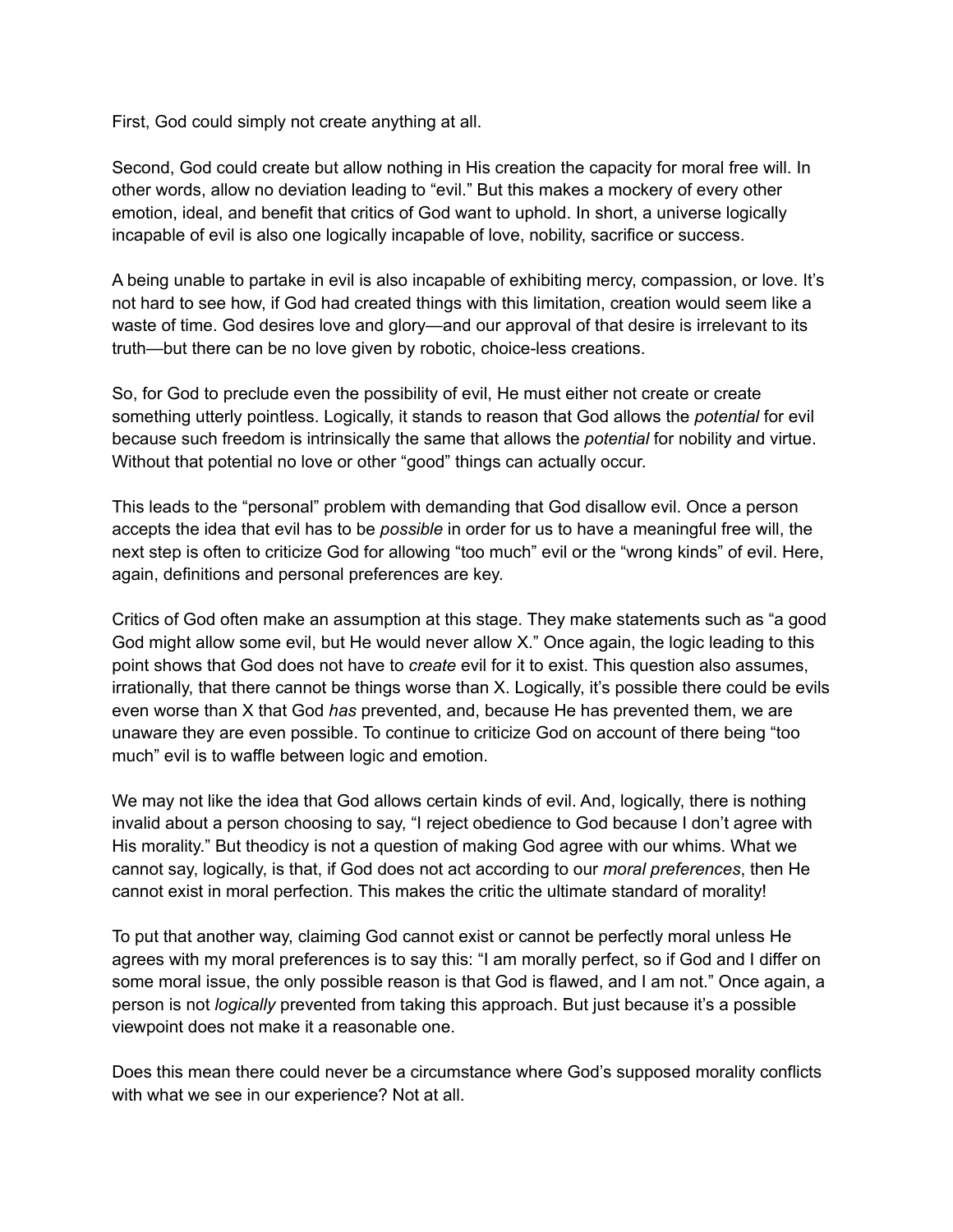First, God could simply not create anything at all.

Second, God could create but allow nothing in His creation the capacity for moral free will. In other words, allow no deviation leading to "evil." But this makes a mockery of every other emotion, ideal, and benefit that critics of God want to uphold. In short, a universe logically incapable of evil is also one logically incapable of love, nobility, sacrifice or success.

A being unable to partake in evil is also incapable of exhibiting mercy, compassion, or love. It's not hard to see how, if God had created things with this limitation, creation would seem like a waste of time. God desires love and glory—and our approval of that desire is irrelevant to its truth—but there can be no love given by robotic, choice-less creations.

So, for God to preclude even the possibility of evil, He must either not create or create something utterly pointless. Logically, it stands to reason that God allows the *potential* for evil because such freedom is intrinsically the same that allows the *potential* for nobility and virtue. Without that potential no love or other "good" things can actually occur.

This leads to the "personal" problem with demanding that God disallow evil. Once a person accepts the idea that evil has to be *possible* in order for us to have a meaningful free will, the next step is often to criticize God for allowing "too much" evil or the "wrong kinds" of evil. Here, again, definitions and personal preferences are key.

Critics of God often make an assumption at this stage. They make statements such as "a good God might allow some evil, but He would never allow X." Once again, the logic leading to this point shows that God does not have to *create* evil for it to exist. This question also assumes, irrationally, that there cannot be things worse than X. Logically, it's possible there could be evils even worse than X that God *has* prevented, and, because He has prevented them, we are unaware they are even possible. To continue to criticize God on account of there being "too much" evil is to waffle between logic and emotion.

We may not like the idea that God allows certain kinds of evil. And, logically, there is nothing invalid about a person choosing to say, "I reject obedience to God because I don't agree with His morality." But theodicy is not a question of making God agree with our whims. What we cannot say, logically, is that, if God does not act according to our *moral preferences*, then He cannot exist in moral perfection. This makes the critic the ultimate standard of morality!

To put that another way, claiming God cannot exist or cannot be perfectly moral unless He agrees with my moral preferences is to say this: "I am morally perfect, so if God and I differ on some moral issue, the only possible reason is that God is flawed, and I am not." Once again, a person is not *logically* prevented from taking this approach. But just because it's a possible viewpoint does not make it a reasonable one.

Does this mean there could never be a circumstance where God's supposed morality conflicts with what we see in our experience? Not at all.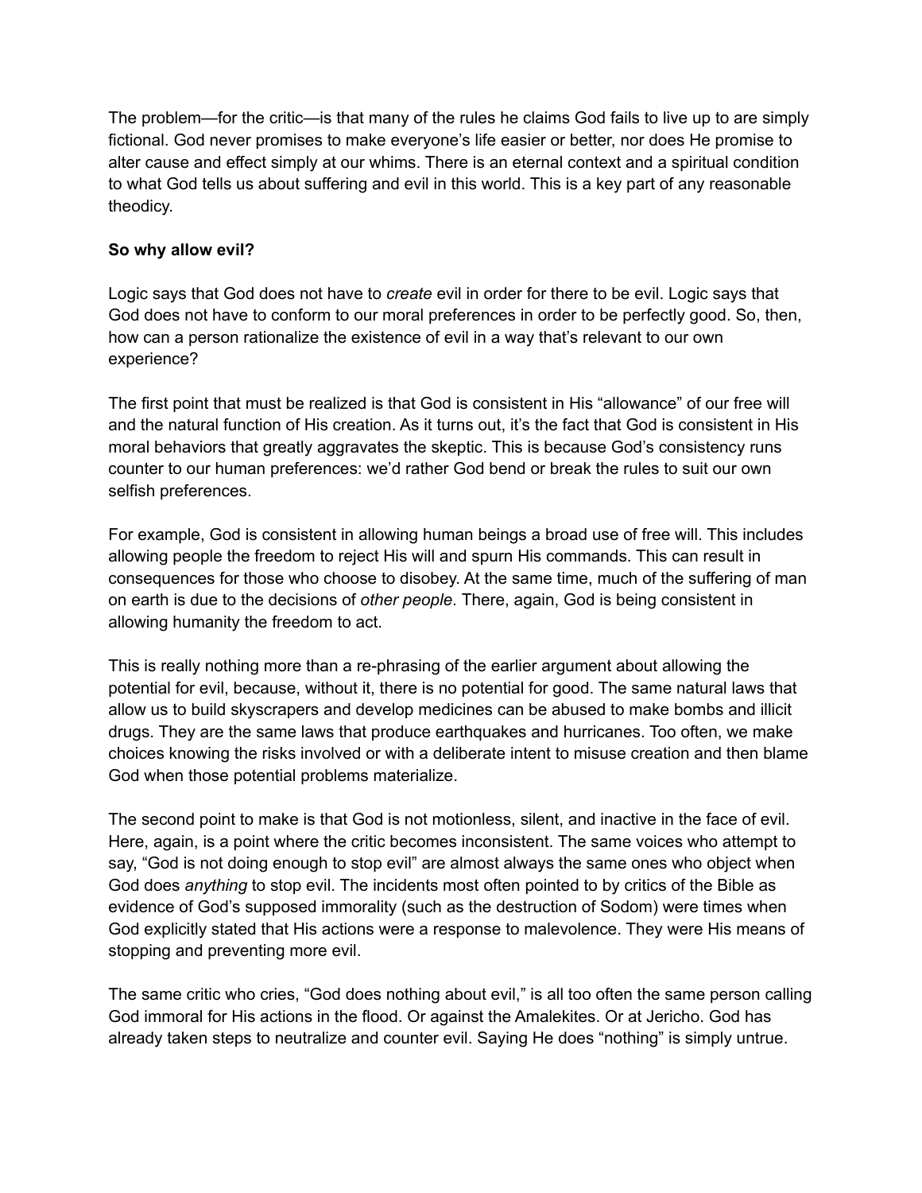The problem—for the critic—is that many of the rules he claims God fails to live up to are simply fictional. God never promises to make everyone's life easier or better, nor does He promise to alter cause and effect simply at our whims. There is an eternal context and a spiritual condition to what God tells us about suffering and evil in this world. This is a key part of any reasonable theodicy.

**So why allow evil?**

Logic says that God does not have to *create* evil in order for there to be evil. Logic says that God does not have to conform to our moral preferences in order to be perfectly good. So, then, how can a person rationalize the existence of evil in a way that's relevant to our own experience?

The first point that must be realized is that God is consistent in His "allowance" of our free will and the natural function of His creation. As it turns out, it's the fact that God is consistent in His moral behaviors that greatly aggravates the skeptic. This is because God's consistency runs counter to our human preferences: we'd rather God bend or break the rules to suit our own selfish preferences.

For example, God is consistent in allowing human beings a broad use of free will. This includes allowing people the freedom to reject His will and spurn His commands. This can result in consequences for those who choose to disobey. At the same time, much of the suffering of man on earth is due to the decisions of *other people*. There, again, God is being consistent in allowing humanity the freedom to act.

This is really nothing more than a re-phrasing of the earlier argument about allowing the potential for evil, because, without it, there is no potential for good. The same natural laws that allow us to build skyscrapers and develop medicines can be abused to make bombs and illicit drugs. They are the same laws that produce earthquakes and hurricanes. Too often, we make choices knowing the risks involved or with a deliberate intent to misuse creation and then blame God when those potential problems materialize.

The second point to make is that God is not motionless, silent, and inactive in the face of evil. Here, again, is a point where the critic becomes inconsistent. The same voices who attempt to say, "God is not doing enough to stop evil" are almost always the same ones who object when God does *anything* to stop evil. The incidents most often pointed to by critics of the Bible as evidence of God's supposed immorality (such as the destruction of Sodom) were times when God explicitly stated that His actions were a response to malevolence. They were His means of stopping and preventing more evil.

The same critic who cries, "God does nothing about evil," is all too often the same person calling God immoral for His actions in the flood. Or against the Amalekites. Or at Jericho. God has already taken steps to neutralize and counter evil. Saying He does "nothing" is simply untrue.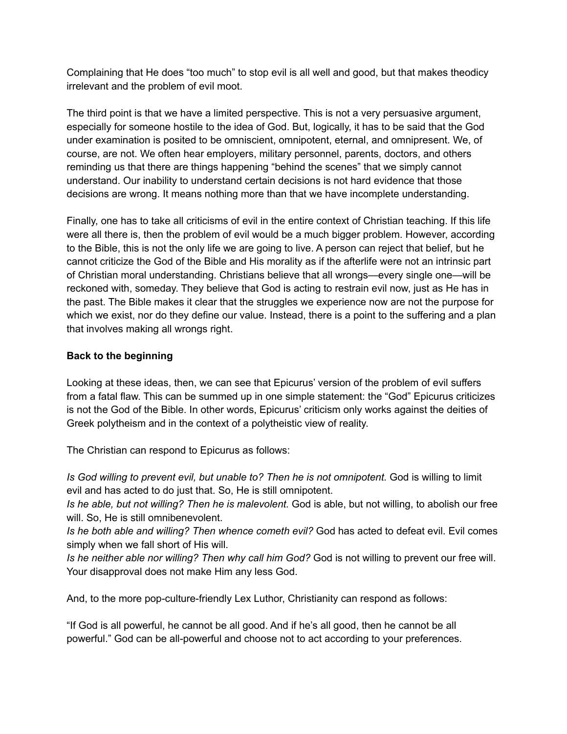Complaining that He does “too much” to stop evil is all well and good, but that makes theodicy irrelevant and the problem of evil moot.

The third point is that we have a limited perspective. This is not a very persuasive argument, especially for someone hostile to the idea of God. But, logically, it has to be said that the God under examination is posited to be omniscient, omnipotent, eternal, and omnipresent. We, of course, are not. We often hear employers, military personnel, parents, doctors, and others reminding us that there are things happening “behind the scenes” that we simply cannot understand. Our inability to understand certain decisions is not hard evidence that those decisions are wrong. It means nothing more than that we have incomplete understanding.

Finally, one has to take all criticisms of evil in the entire context of Christian teaching. If this life were all there is, then the problem of evil would be a much bigger problem. However, according to the Bible, this is not the only life we are going to live. A person can reject that belief, but he cannot criticize the God of the Bible and His morality as if the afterlife were not an intrinsic part of Christian moral understanding. Christians believe that all wrongs—every single one—will be reckoned with, someday. They believe that God is acting to restrain evil now, just as He has in the past. The Bible makes it clear that the struggles we experience now are not the purpose for which we exist, nor do they define our value. Instead, there is a point to the suffering and a plan that involves making all wrongs right.

**Back to the beginning**

Looking at these ideas, then, we can see that Epicurus’ version of the problem of evil suffers from a fatal flaw. This can be summed up in one simple statement: the “God” Epicurus criticizes is not the God of the Bible. In other words, Epicurus’ criticism only works against the deities of Greek polytheism and in the context of a polytheistic view of reality.

The Christian can respond to Epicurus as follows:

*Is God willing to prevent evil, but unable to? Then he is not omnipotent.* God is willing to limit evil and has acted to do just that. So, He is still omnipotent.
*Is he able, but not willing? Then he is malevolent.* God is able, but not willing, to abolish our free will. So, He is still omnibenevolent.
*Is he both able and willing? Then whence cometh evil?* God has acted to defeat evil. Evil comes simply when we fall short of His will.
*Is he neither able nor willing? Then why call him God?* God is not willing to prevent our free will. Your disapproval does not make Him any less God.

And, to the more pop-culture-friendly Lex Luthor, Christianity can respond as follows:

“If God is all powerful, he cannot be all good. And if he’s all good, then he cannot be all powerful.” God can be all-powerful and choose not to act according to your preferences.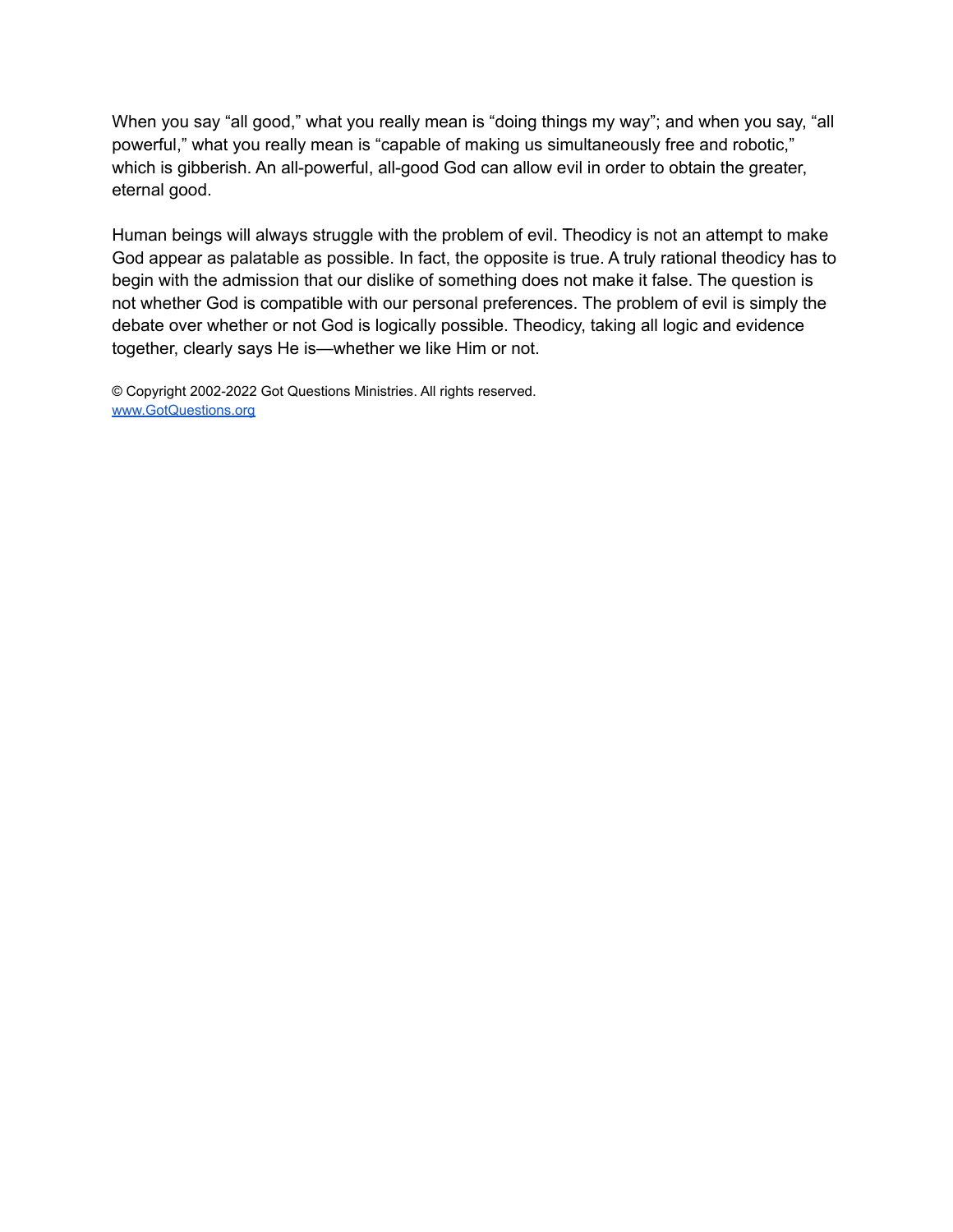When you say "all good," what you really mean is "doing things my way"; and when you say, "all powerful," what you really mean is "capable of making us simultaneously free and robotic," which is gibberish. An all-powerful, all-good God can allow evil in order to obtain the greater, eternal good.

Human beings will always struggle with the problem of evil. Theodicy is not an attempt to make God appear as palatable as possible. In fact, the opposite is true. A truly rational theodicy has to begin with the admission that our dislike of something does not make it false. The question is not whether God is compatible with our personal preferences. The problem of evil is simply the debate over whether or not God is logically possible. Theodicy, taking all logic and evidence together, clearly says He is—whether we like Him or not.

© Copyright 2002-2022 Got Questions Ministries. All rights reserved.
[www.GotQuestions.org](http://www.GotQuestions.org)